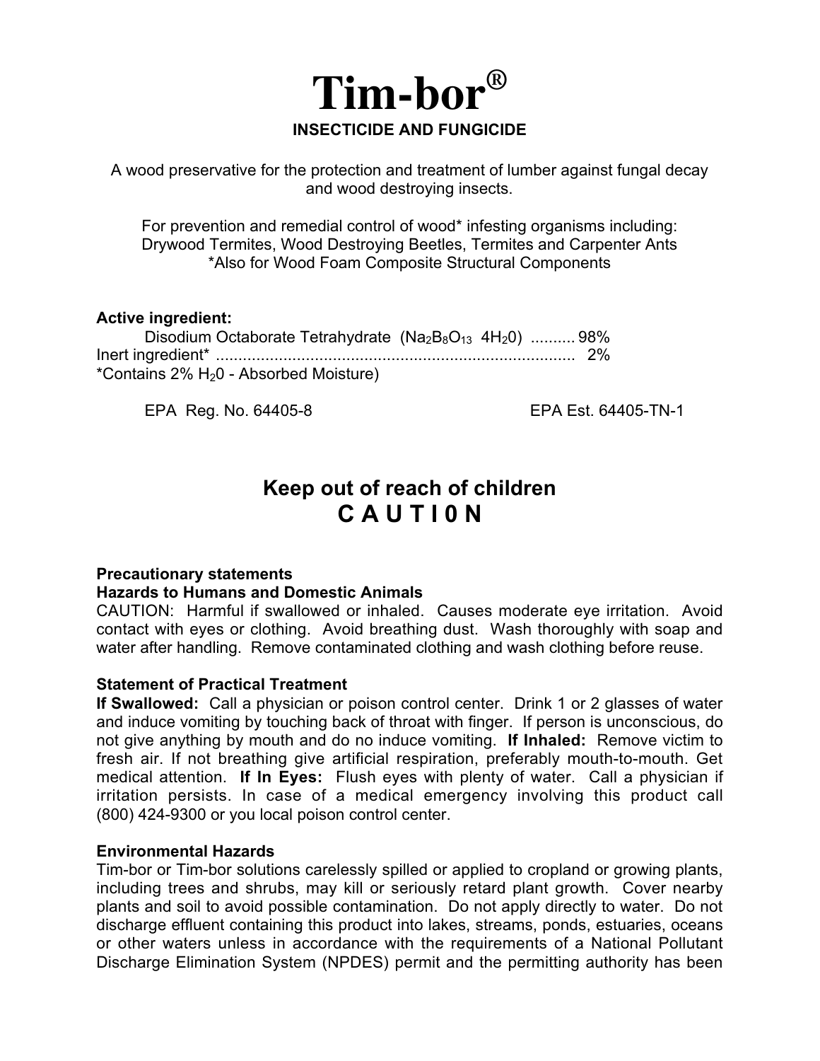# Tim-bor®

**INSECTICIDE AND FUNGICIDE**

A wood preservative for the protection and treatment of lumber against fungal decay and wood destroying insects.

For prevention and remedial control of wood* infesting organisms including: Drywood Termites, Wood Destroying Beetles, Termites and Carpenter Ants
*Also for Wood Foam Composite Structural Components

**Active ingredient:**

Disodium Octaborate Tetrahydrate ($Na_2B_8O_{13}$ $4H_20$) .......... 98%
Inert ingredient* ............................................................................... 2%
*Contains 2% $H_20$ - Absorbed Moisture)

EPA Reg. No. 64405-8 EPA Est. 64405-TN-1

## Keep out of reach of children
## C A U T I 0 N

**Precautionary statements**
**Hazards to Humans and Domestic Animals**

CAUTION: Harmful if swallowed or inhaled. Causes moderate eye irritation. Avoid contact with eyes or clothing. Avoid breathing dust. Wash thoroughly with soap and water after handling. Remove contaminated clothing and wash clothing before reuse.

**Statement of Practical Treatment**

**If Swallowed:** Call a physician or poison control center. Drink 1 or 2 glasses of water and induce vomiting by touching back of throat with finger. If person is unconscious, do not give anything by mouth and do no induce vomiting. **If Inhaled:** Remove victim to fresh air. If not breathing give artificial respiration, preferably mouth-to-mouth. Get medical attention. **If In Eyes:** Flush eyes with plenty of water. Call a physician if irritation persists. In case of a medical emergency involving this product call (800) 424-9300 or you local poison control center.

**Environmental Hazards**

Tim-bor or Tim-bor solutions carelessly spilled or applied to cropland or growing plants, including trees and shrubs, may kill or seriously retard plant growth. Cover nearby plants and soil to avoid possible contamination. Do not apply directly to water. Do not discharge effluent containing this product into lakes, streams, ponds, estuaries, oceans or other waters unless in accordance with the requirements of a National Pollutant Discharge Elimination System (NPDES) permit and the permitting authority has been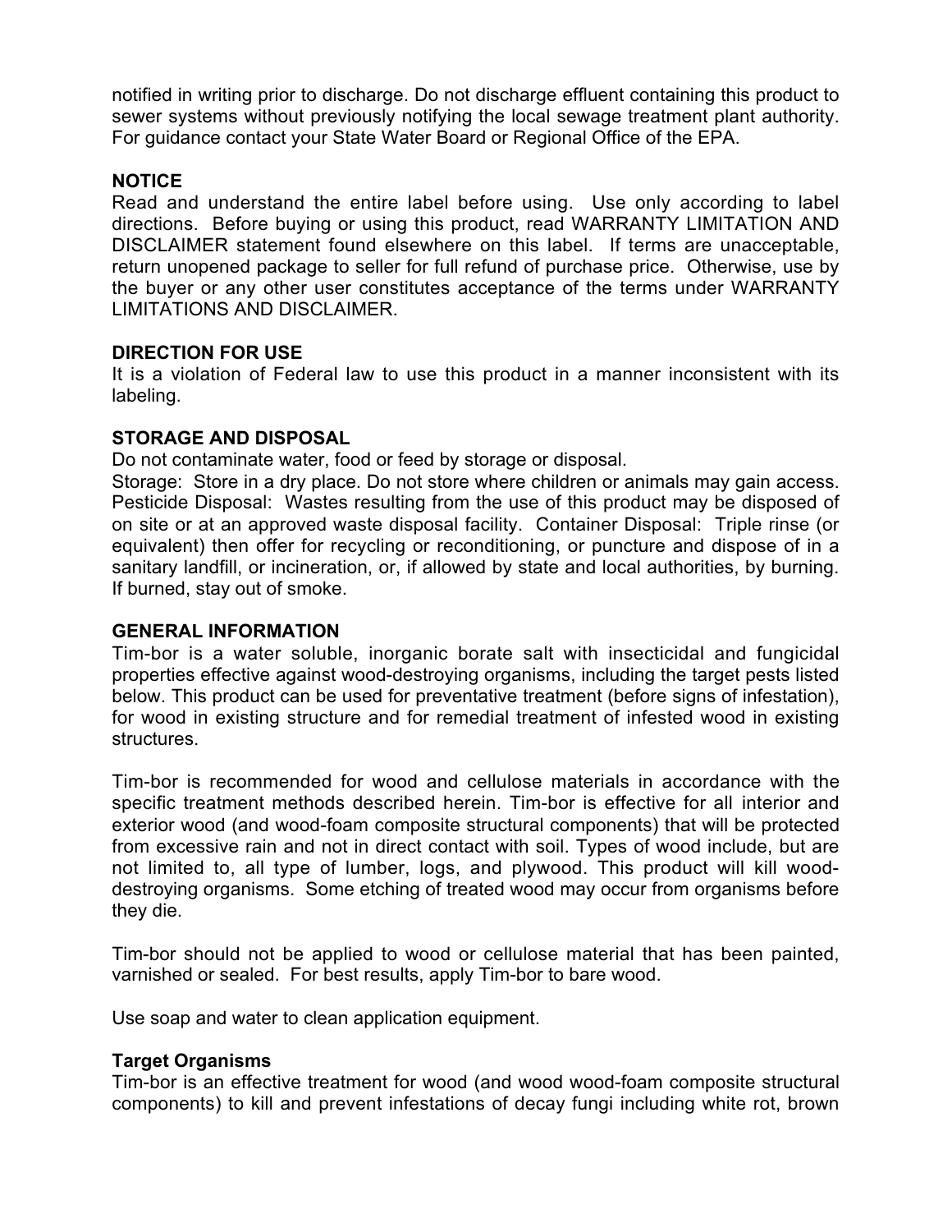notified in writing prior to discharge. Do not discharge effluent containing this product to sewer systems without previously notifying the local sewage treatment plant authority. For guidance contact your State Water Board or Regional Office of the EPA.

### NOTICE

Read and understand the entire label before using. Use only according to label directions. Before buying or using this product, read WARRANTY LIMITATION AND DISCLAIMER statement found elsewhere on this label. If terms are unacceptable, return unopened package to seller for full refund of purchase price. Otherwise, use by the buyer or any other user constitutes acceptance of the terms under WARRANTY LIMITATIONS AND DISCLAIMER.

### DIRECTION FOR USE

It is a violation of Federal law to use this product in a manner inconsistent with its labeling.

### STORAGE AND DISPOSAL

Do not contaminate water, food or feed by storage or disposal.

Storage: Store in a dry place. Do not store where children or animals may gain access. Pesticide Disposal: Wastes resulting from the use of this product may be disposed of on site or at an approved waste disposal facility. Container Disposal: Triple rinse (or equivalent) then offer for recycling or reconditioning, or puncture and dispose of in a sanitary landfill, or incineration, or, if allowed by state and local authorities, by burning. If burned, stay out of smoke.

### GENERAL INFORMATION

Tim-bor is a water soluble, inorganic borate salt with insecticidal and fungicidal properties effective against wood-destroying organisms, including the target pests listed below. This product can be used for preventative treatment (before signs of infestation), for wood in existing structure and for remedial treatment of infested wood in existing structures.

Tim-bor is recommended for wood and cellulose materials in accordance with the specific treatment methods described herein. Tim-bor is effective for all interior and exterior wood (and wood-foam composite structural components) that will be protected from excessive rain and not in direct contact with soil. Types of wood include, but are not limited to, all type of lumber, logs, and plywood. This product will kill wood-destroying organisms. Some etching of treated wood may occur from organisms before they die.

Tim-bor should not be applied to wood or cellulose material that has been painted, varnished or sealed. For best results, apply Tim-bor to bare wood.

Use soap and water to clean application equipment.

#### Target Organisms

Tim-bor is an effective treatment for wood (and wood wood-foam composite structural components) to kill and prevent infestations of decay fungi including white rot, brown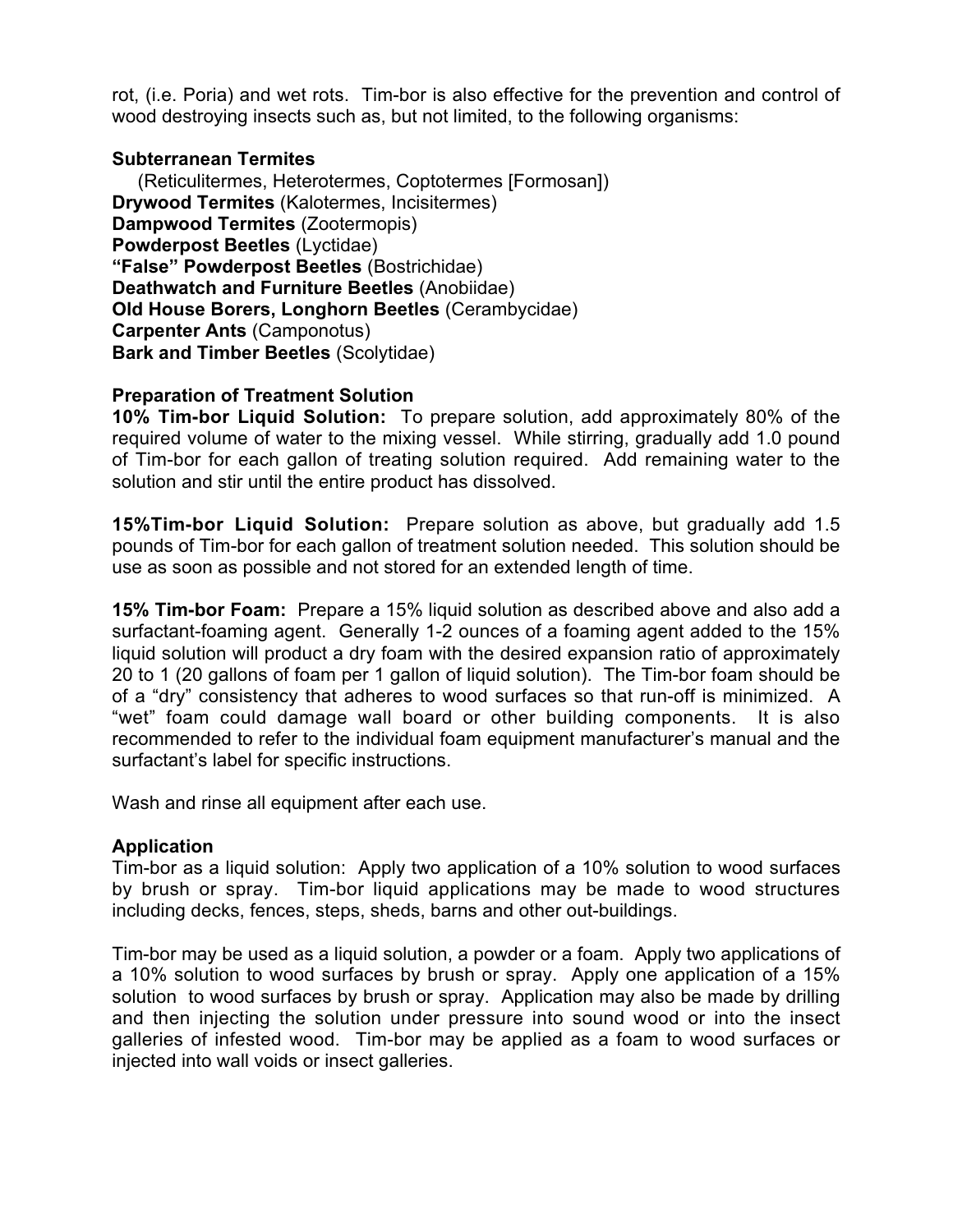rot, (i.e. Poria) and wet rots. Tim-bor is also effective for the prevention and control of wood destroying insects such as, but not limited, to the following organisms:

**Subterranean Termites**
(Reticulitermes, Heterotermes, Coptotermes [Formosan])
**Drywood Termites** (Kalotermes, Incisitermes)
**Dampwood Termites** (Zootermopis)
**Powderpost Beetles** (Lyctidae)
**"False" Powderpost Beetles** (Bostrichidae)
**Deathwatch and Furniture Beetles** (Anobiidae)
**Old House Borers, Longhorn Beetles** (Cerambycidae)
**Carpenter Ants** (Camponotus)
**Bark and Timber Beetles** (Scolytidae)

**Preparation of Treatment Solution**

**10% Tim-bor Liquid Solution:** To prepare solution, add approximately 80% of the required volume of water to the mixing vessel. While stirring, gradually add 1.0 pound of Tim-bor for each gallon of treating solution required. Add remaining water to the solution and stir until the entire product has dissolved.

**15%Tim-bor Liquid Solution:** Prepare solution as above, but gradually add 1.5 pounds of Tim-bor for each gallon of treatment solution needed. This solution should be use as soon as possible and not stored for an extended length of time.

**15% Tim-bor Foam:** Prepare a 15% liquid solution as described above and also add a surfactant-foaming agent. Generally 1-2 ounces of a foaming agent added to the 15% liquid solution will product a dry foam with the desired expansion ratio of approximately 20 to 1 (20 gallons of foam per 1 gallon of liquid solution). The Tim-bor foam should be of a "dry" consistency that adheres to wood surfaces so that run-off is minimized. A "wet" foam could damage wall board or other building components. It is also recommended to refer to the individual foam equipment manufacturer's manual and the surfactant's label for specific instructions.

Wash and rinse all equipment after each use.

**Application**

Tim-bor as a liquid solution: Apply two application of a 10% solution to wood surfaces by brush or spray. Tim-bor liquid applications may be made to wood structures including decks, fences, steps, sheds, barns and other out-buildings.

Tim-bor may be used as a liquid solution, a powder or a foam. Apply two applications of a 10% solution to wood surfaces by brush or spray. Apply one application of a 15% solution to wood surfaces by brush or spray. Application may also be made by drilling and then injecting the solution under pressure into sound wood or into the insect galleries of infested wood. Tim-bor may be applied as a foam to wood surfaces or injected into wall voids or insect galleries.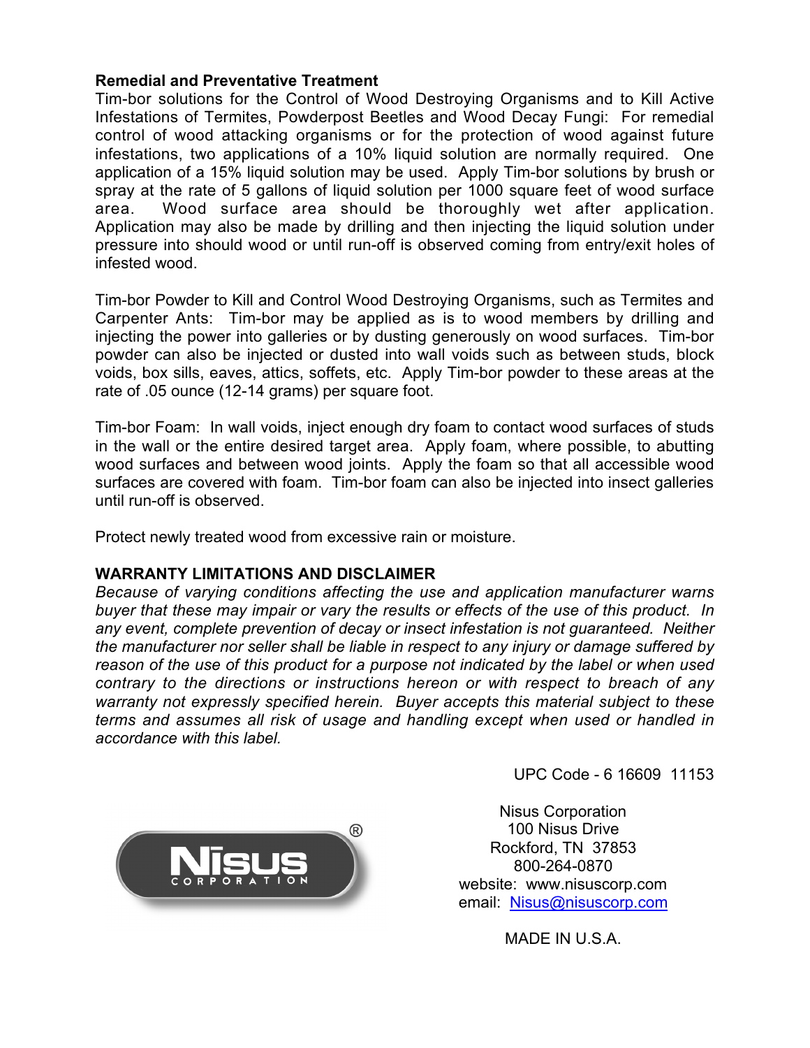**Remedial and Preventative Treatment**

Tim-bor solutions for the Control of Wood Destroying Organisms and to Kill Active Infestations of Termites, Powderpost Beetles and Wood Decay Fungi: For remedial control of wood attacking organisms or for the protection of wood against future infestations, two applications of a 10% liquid solution are normally required. One application of a 15% liquid solution may be used. Apply Tim-bor solutions by brush or spray at the rate of 5 gallons of liquid solution per 1000 square feet of wood surface area. Wood surface area should be thoroughly wet after application. Application may also be made by drilling and then injecting the liquid solution under pressure into should wood or until run-off is observed coming from entry/exit holes of infested wood.

Tim-bor Powder to Kill and Control Wood Destroying Organisms, such as Termites and Carpenter Ants: Tim-bor may be applied as is to wood members by drilling and injecting the power into galleries or by dusting generously on wood surfaces. Tim-bor powder can also be injected or dusted into wall voids such as between studs, block voids, box sills, eaves, attics, soffets, etc. Apply Tim-bor powder to these areas at the rate of .05 ounce (12-14 grams) per square foot.

Tim-bor Foam: In wall voids, inject enough dry foam to contact wood surfaces of studs in the wall or the entire desired target area. Apply foam, where possible, to abutting wood surfaces and between wood joints. Apply the foam so that all accessible wood surfaces are covered with foam. Tim-bor foam can also be injected into insect galleries until run-off is observed.

Protect newly treated wood from excessive rain or moisture.

**WARRANTY LIMITATIONS AND DISCLAIMER**

*Because of varying conditions affecting the use and application manufacturer warns buyer that these may impair or vary the results or effects of the use of this product. In any event, complete prevention of decay or insect infestation is not guaranteed. Neither the manufacturer nor seller shall be liable in respect to any injury or damage suffered by reason of the use of this product for a purpose not indicated by the label or when used contrary to the directions or instructions hereon or with respect to breach of any warranty not expressly specified herein. Buyer accepts this material subject to these terms and assumes all risk of usage and handling except when used or handled in accordance with this label.*

UPC Code - 6 16609 11153

Nisus Corporation®

Nisus Corporation
100 Nisus Drive
Rockford, TN 37853
800-264-0870
website: www.nisuscorp.com
email: Nisus@nisuscorp.com

MADE IN U.S.A.